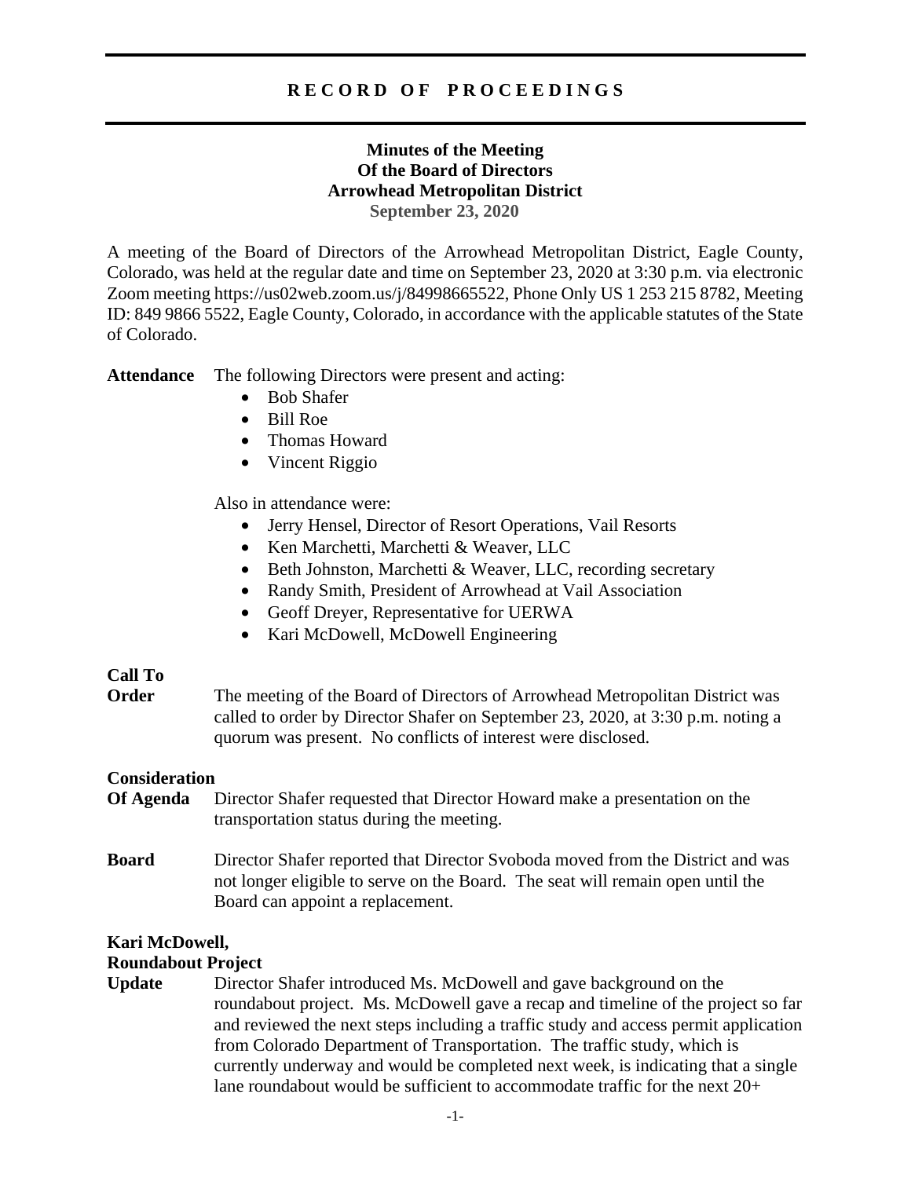# RECORD OF PROCEEDINGS

## Minutes of the Meeting Of the Board of Directors Arrowhead Metropolitan District

**September 23, 2020**

A meeting of the Board of Directors of the Arrowhead Metropolitan District, Eagle County, Colorado, was held at the regular date and time on September 23, 2020 at 3:30 p.m. via electronic Zoom meeting https://us02web.zoom.us/j/84998665522, Phone Only US 1 253 215 8782, Meeting ID: 849 9866 5522, Eagle County, Colorado, in accordance with the applicable statutes of the State of Colorado.

**Attendance** The following Directors were present and acting:

- Bob Shafer
- Bill Roe
- Thomas Howard
- Vincent Riggio

Also in attendance were:

- Jerry Hensel, Director of Resort Operations, Vail Resorts
- Ken Marchetti, Marchetti & Weaver, LLC
- Beth Johnston, Marchetti & Weaver, LLC, recording secretary
- Randy Smith, President of Arrowhead at Vail Association
- Geoff Dreyer, Representative for UERWA
- Kari McDowell, McDowell Engineering

**Call To Order** The meeting of the Board of Directors of Arrowhead Metropolitan District was called to order by Director Shafer on September 23, 2020, at 3:30 p.m. noting a quorum was present. No conflicts of interest were disclosed.

**Consideration Of Agenda** Director Shafer requested that Director Howard make a presentation on the transportation status during the meeting.

**Board** Director Shafer reported that Director Svoboda moved from the District and was not longer eligible to serve on the Board. The seat will remain open until the Board can appoint a replacement.

**Kari McDowell, Roundabout Project Update** Director Shafer introduced Ms. McDowell and gave background on the roundabout project. Ms. McDowell gave a recap and timeline of the project so far and reviewed the next steps including a traffic study and access permit application from Colorado Department of Transportation. The traffic study, which is currently underway and would be completed next week, is indicating that a single lane roundabout would be sufficient to accommodate traffic for the next 20+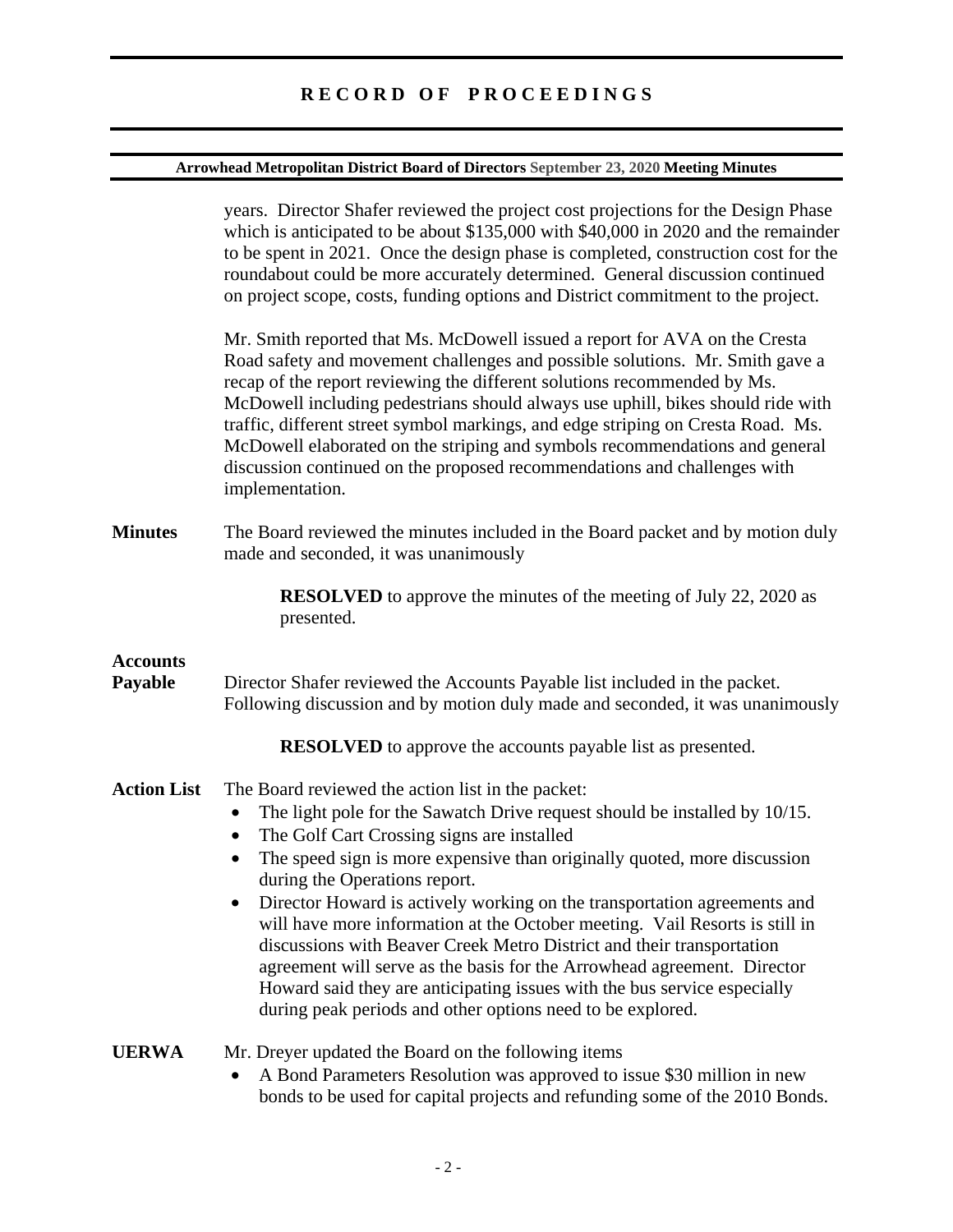years. Director Shafer reviewed the project cost projections for the Design Phase which is anticipated to be about $135,000 with $40,000 in 2020 and the remainder to be spent in 2021. Once the design phase is completed, construction cost for the roundabout could be more accurately determined. General discussion continued on project scope, costs, funding options and District commitment to the project.

Mr. Smith reported that Ms. McDowell issued a report for AVA on the Cresta Road safety and movement challenges and possible solutions. Mr. Smith gave a recap of the report reviewing the different solutions recommended by Ms. McDowell including pedestrians should always use uphill, bikes should ride with traffic, different street symbol markings, and edge striping on Cresta Road. Ms. McDowell elaborated on the striping and symbols recommendations and general discussion continued on the proposed recommendations and challenges with implementation.

**Minutes**

The Board reviewed the minutes included in the Board packet and by motion duly made and seconded, it was unanimously

> **RESOLVED** to approve the minutes of the meeting of July 22, 2020 as presented.

**Accounts Payable**

Director Shafer reviewed the Accounts Payable list included in the packet. Following discussion and by motion duly made and seconded, it was unanimously

> **RESOLVED** to approve the accounts payable list as presented.

**Action List**

The Board reviewed the action list in the packet:

- The light pole for the Sawatch Drive request should be installed by 10/15.
- The Golf Cart Crossing signs are installed
- The speed sign is more expensive than originally quoted, more discussion during the Operations report.
- Director Howard is actively working on the transportation agreements and will have more information at the October meeting. Vail Resorts is still in discussions with Beaver Creek Metro District and their transportation agreement will serve as the basis for the Arrowhead agreement. Director Howard said they are anticipating issues with the bus service especially during peak periods and other options need to be explored.

**UERWA**

Mr. Dreyer updated the Board on the following items

- A Bond Parameters Resolution was approved to issue $30 million in new bonds to be used for capital projects and refunding some of the 2010 Bonds.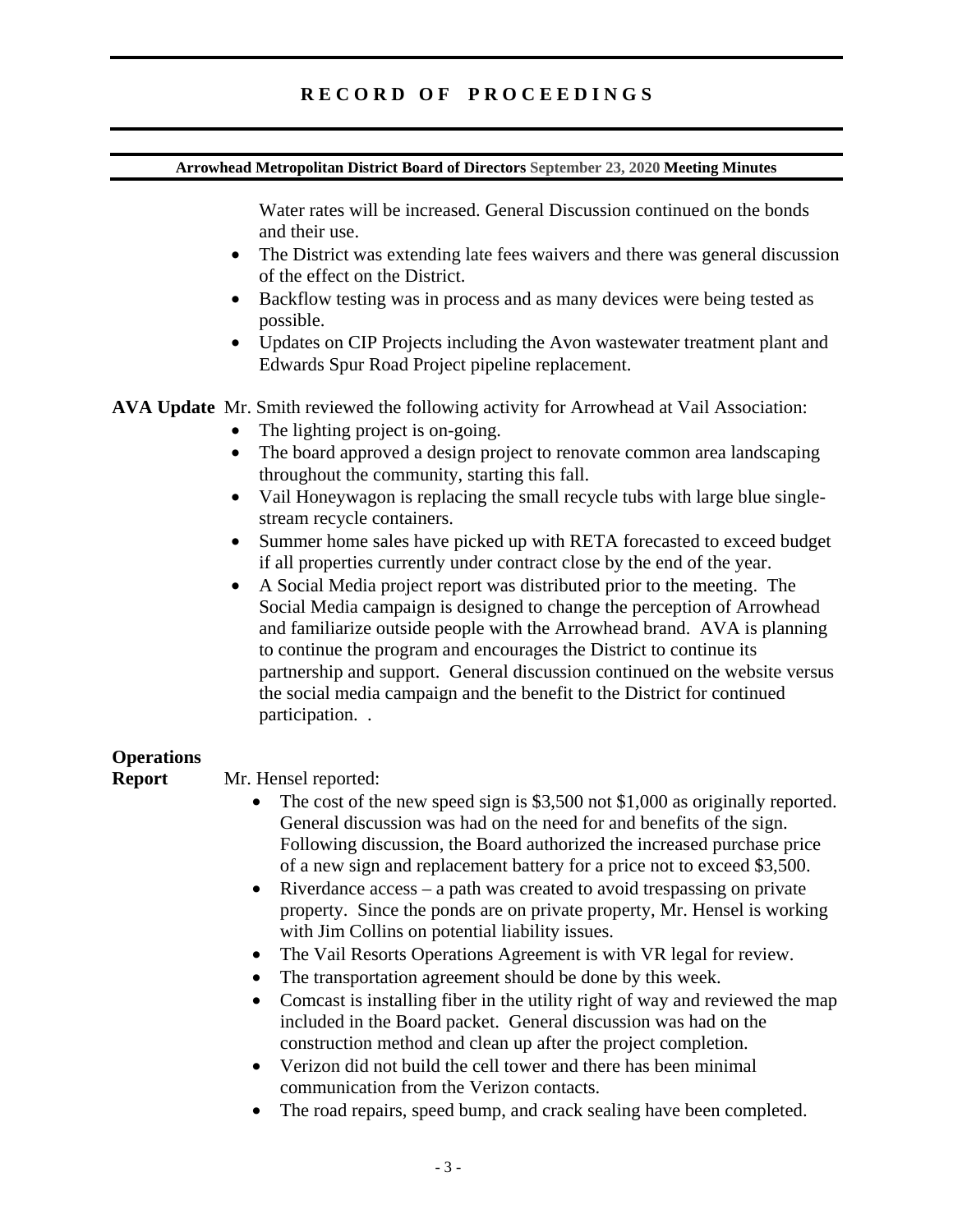Water rates will be increased. General Discussion continued on the bonds and their use.

- The District was extending late fees waivers and there was general discussion of the effect on the District.
- Backflow testing was in process and as many devices were being tested as possible.
- Updates on CIP Projects including the Avon wastewater treatment plant and Edwards Spur Road Project pipeline replacement.

**AVA Update** Mr. Smith reviewed the following activity for Arrowhead at Vail Association:

- The lighting project is on-going.
- The board approved a design project to renovate common area landscaping throughout the community, starting this fall.
- Vail Honeywagon is replacing the small recycle tubs with large blue single-stream recycle containers.
- Summer home sales have picked up with RETA forecasted to exceed budget if all properties currently under contract close by the end of the year.
- A Social Media project report was distributed prior to the meeting. The Social Media campaign is designed to change the perception of Arrowhead and familiarize outside people with the Arrowhead brand. AVA is planning to continue the program and encourages the District to continue its partnership and support. General discussion continued on the website versus the social media campaign and the benefit to the District for continued participation. .

**Operations Report** Mr. Hensel reported:

- The cost of the new speed sign is $3,500 not $1,000 as originally reported. General discussion was had on the need for and benefits of the sign. Following discussion, the Board authorized the increased purchase price of a new sign and replacement battery for a price not to exceed $3,500.
- Riverdance access – a path was created to avoid trespassing on private property. Since the ponds are on private property, Mr. Hensel is working with Jim Collins on potential liability issues.
- The Vail Resorts Operations Agreement is with VR legal for review.
- The transportation agreement should be done by this week.
- Comcast is installing fiber in the utility right of way and reviewed the map included in the Board packet. General discussion was had on the construction method and clean up after the project completion.
- Verizon did not build the cell tower and there has been minimal communication from the Verizon contacts.
- The road repairs, speed bump, and crack sealing have been completed.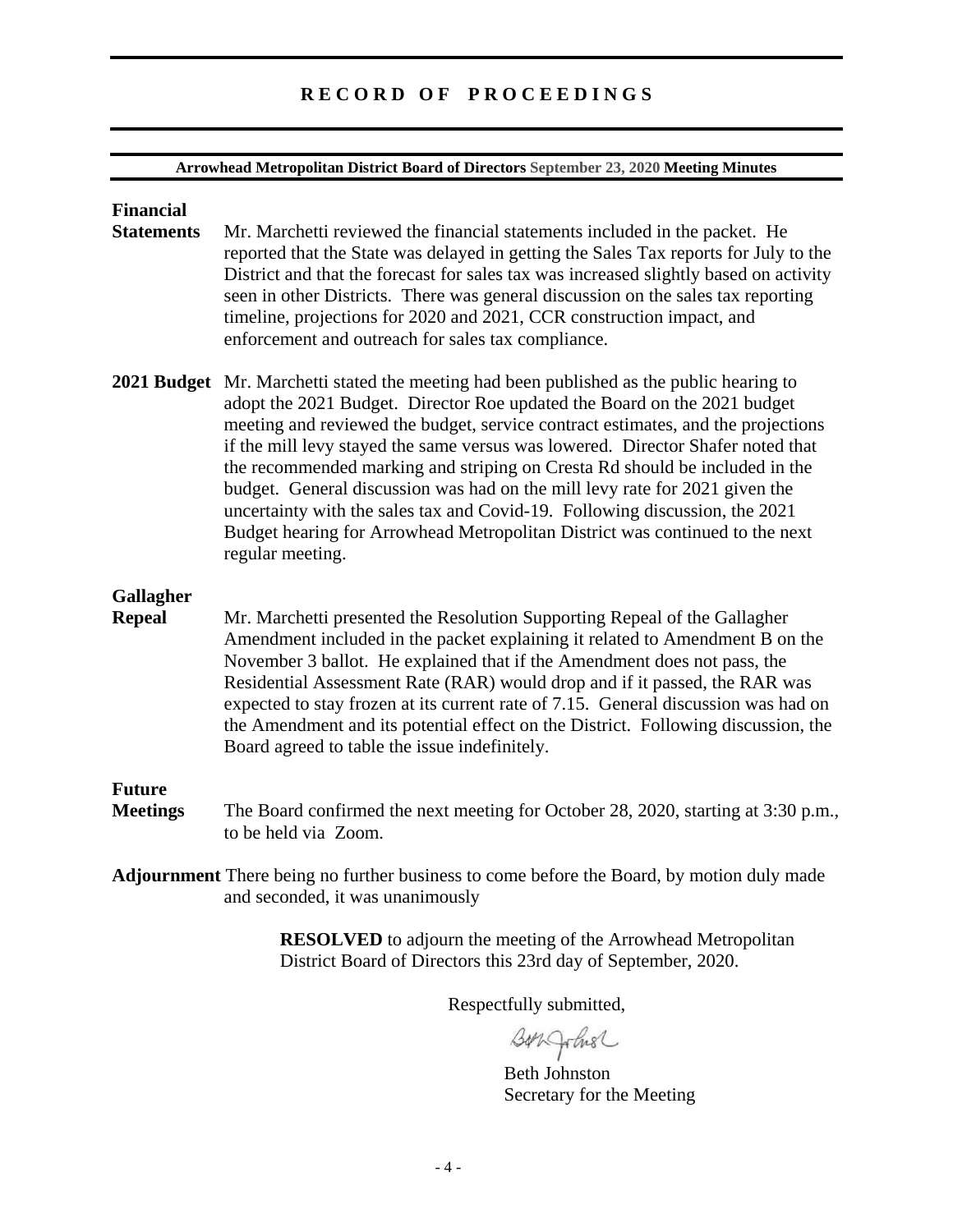**Financial Statements**

Mr. Marchetti reviewed the financial statements included in the packet. He reported that the State was delayed in getting the Sales Tax reports for July to the District and that the forecast for sales tax was increased slightly based on activity seen in other Districts. There was general discussion on the sales tax reporting timeline, projections for 2020 and 2021, CCR construction impact, and enforcement and outreach for sales tax compliance.

**2021 Budget**

Mr. Marchetti stated the meeting had been published as the public hearing to adopt the 2021 Budget. Director Roe updated the Board on the 2021 budget meeting and reviewed the budget, service contract estimates, and the projections if the mill levy stayed the same versus was lowered. Director Shafer noted that the recommended marking and striping on Cresta Rd should be included in the budget. General discussion was had on the mill levy rate for 2021 given the uncertainty with the sales tax and Covid-19. Following discussion, the 2021 Budget hearing for Arrowhead Metropolitan District was continued to the next regular meeting.

**Gallagher Repeal**

Mr. Marchetti presented the Resolution Supporting Repeal of the Gallagher Amendment included in the packet explaining it related to Amendment B on the November 3 ballot. He explained that if the Amendment does not pass, the Residential Assessment Rate (RAR) would drop and if it passed, the RAR was expected to stay frozen at its current rate of 7.15. General discussion was had on the Amendment and its potential effect on the District. Following discussion, the Board agreed to table the issue indefinitely.

**Future Meetings**

The Board confirmed the next meeting for October 28, 2020, starting at 3:30 p.m., to be held via Zoom.

**Adjournment**

There being no further business to come before the Board, by motion duly made and seconded, it was unanimously

**RESOLVED** to adjourn the meeting of the Arrowhead Metropolitan District Board of Directors this 23rd day of September, 2020.

Respectfully submitted,

Beth Johnston
Secretary for the Meeting